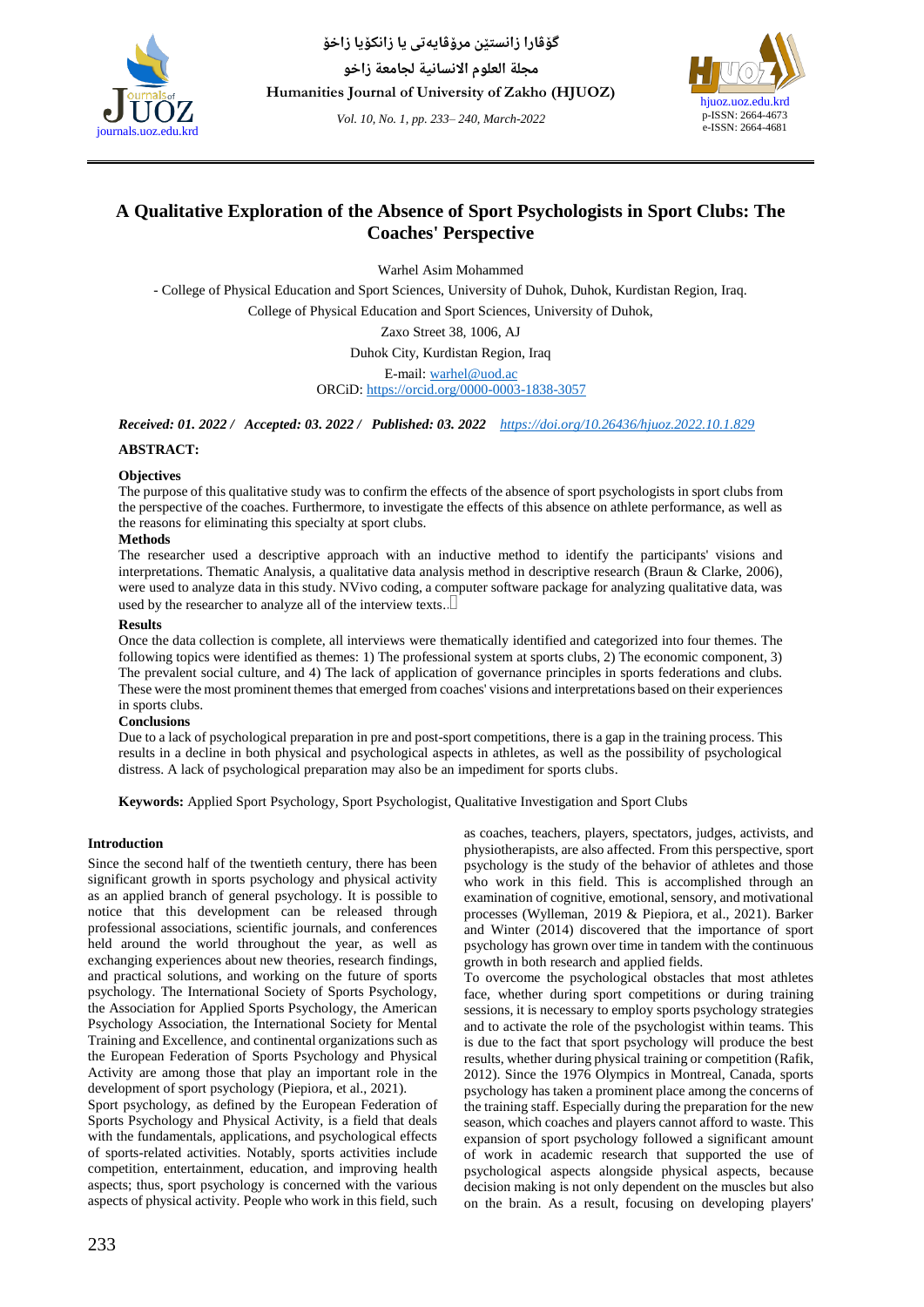# A Qualitative Exploration of the Absence of Sport Psychologists in Sport Clubs: The Coaches' Perspective

Warhel Asim Mohammed

- College of Physical Education and Sport Sciences, University of Duhok, Duhok, Kurdistan Region, Iraq.

College of Physical Education and Sport Sciences, University of Duhok,

Zaxo Street 38, 1006, AJ

Duhok City, Kurdistan Region, Iraq

E-mail: warhel@uod.ac

ORCiD: https://orcid.org/0000-0003-1838-3057

***Received: 01. 2022 / Accepted: 03. 2022 / Published: 03. 2022*** *https://doi.org/10.26436/hjuoz.2022.10.1.829*

**ABSTRACT:**

**Objectives**

The purpose of this qualitative study was to confirm the effects of the absence of sport psychologists in sport clubs from the perspective of the coaches. Furthermore, to investigate the effects of this absence on athlete performance, as well as the reasons for eliminating this specialty at sport clubs.

**Methods**

The researcher used a descriptive approach with an inductive method to identify the participants' visions and interpretations. Thematic Analysis, a qualitative data analysis method in descriptive research (Braun & Clarke, 2006), were used to analyze data in this study. NVivo coding, a computer software package for analyzing qualitative data, was used by the researcher to analyze all of the interview texts.

**Results**

Once the data collection is complete, all interviews were thematically identified and categorized into four themes. The following topics were identified as themes: 1) The professional system at sports clubs, 2) The economic component, 3) The prevalent social culture, and 4) The lack of application of governance principles in sports federations and clubs. These were the most prominent themes that emerged from coaches' visions and interpretations based on their experiences in sports clubs.

**Conclusions**

Due to a lack of psychological preparation in pre and post-sport competitions, there is a gap in the training process. This results in a decline in both physical and psychological aspects in athletes, as well as the possibility of psychological distress. A lack of psychological preparation may also be an impediment for sports clubs.

**Keywords:** Applied Sport Psychology, Sport Psychologist, Qualitative Investigation and Sport Clubs

## Introduction

Since the second half of the twentieth century, there has been significant growth in sports psychology and physical activity as an applied branch of general psychology. It is possible to notice that this development can be released through professional associations, scientific journals, and conferences held around the world throughout the year, as well as exchanging experiences about new theories, research findings, and practical solutions, and working on the future of sports psychology. The International Society of Sports Psychology, the Association for Applied Sports Psychology, the American Psychology Association, the International Society for Mental Training and Excellence, and continental organizations such as the European Federation of Sports Psychology and Physical Activity are among those that play an important role in the development of sport psychology (Piepiora, et al., 2021).

Sport psychology, as defined by the European Federation of Sports Psychology and Physical Activity, is a field that deals with the fundamentals, applications, and psychological effects of sports-related activities. Notably, sports activities include competition, entertainment, education, and improving health aspects; thus, sport psychology is concerned with the various aspects of physical activity. People who work in this field, such as coaches, teachers, players, spectators, judges, activists, and physiotherapists, are also affected. From this perspective, sport psychology is the study of the behavior of athletes and those who work in this field. This is accomplished through an examination of cognitive, emotional, sensory, and motivational processes (Wylleman, 2019 & Piepiora, et al., 2021). Barker and Winter (2014) discovered that the importance of sport psychology has grown over time in tandem with the continuous growth in both research and applied fields.

To overcome the psychological obstacles that most athletes face, whether during sport competitions or during training sessions, it is necessary to employ sports psychology strategies and to activate the role of the psychologist within teams. This is due to the fact that sport psychology will produce the best results, whether during physical training or competition (Rafik, 2012). Since the 1976 Olympics in Montreal, Canada, sports psychology has taken a prominent place among the concerns of the training staff. Especially during the preparation for the new season, which coaches and players cannot afford to waste. This expansion of sport psychology followed a significant amount of work in academic research that supported the use of psychological aspects alongside physical aspects, because decision making is not only dependent on the muscles but also on the brain. As a result, focusing on developing players'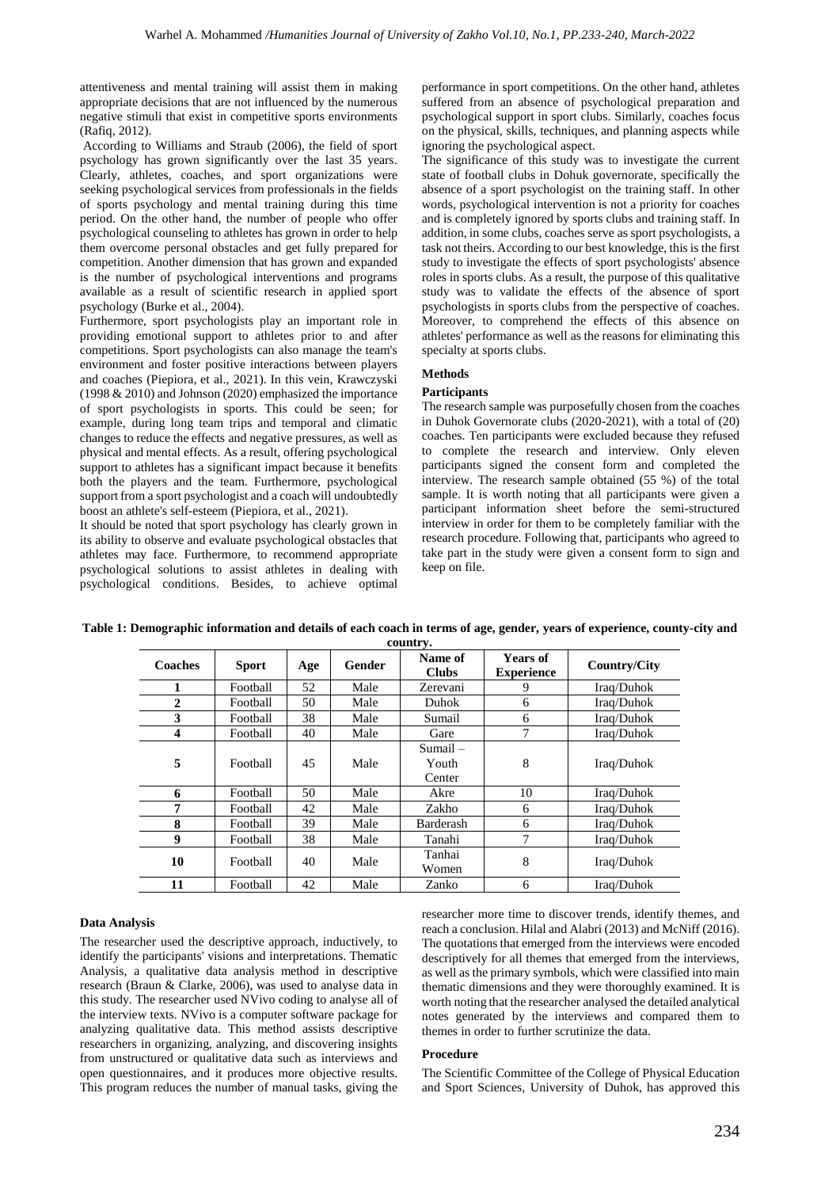attentiveness and mental training will assist them in making appropriate decisions that are not influenced by the numerous negative stimuli that exist in competitive sports environments (Rafiq, 2012).

According to Williams and Straub (2006), the field of sport psychology has grown significantly over the last 35 years. Clearly, athletes, coaches, and sport organizations were seeking psychological services from professionals in the fields of sports psychology and mental training during this time period. On the other hand, the number of people who offer psychological counseling to athletes has grown in order to help them overcome personal obstacles and get fully prepared for competition. Another dimension that has grown and expanded is the number of psychological interventions and programs available as a result of scientific research in applied sport psychology (Burke et al., 2004).

Furthermore, sport psychologists play an important role in providing emotional support to athletes prior to and after competitions. Sport psychologists can also manage the team's environment and foster positive interactions between players and coaches (Piepiora, et al., 2021). In this vein, Krawczyski (1998 & 2010) and Johnson (2020) emphasized the importance of sport psychologists in sports. This could be seen; for example, during long team trips and temporal and climatic changes to reduce the effects and negative pressures, as well as physical and mental effects. As a result, offering psychological support to athletes has a significant impact because it benefits both the players and the team. Furthermore, psychological support from a sport psychologist and a coach will undoubtedly boost an athlete's self-esteem (Piepiora, et al., 2021).

It should be noted that sport psychology has clearly grown in its ability to observe and evaluate psychological obstacles that athletes may face. Furthermore, to recommend appropriate psychological solutions to assist athletes in dealing with psychological conditions. Besides, to achieve optimal performance in sport competitions. On the other hand, athletes suffered from an absence of psychological preparation and psychological support in sport clubs. Similarly, coaches focus on the physical, skills, techniques, and planning aspects while ignoring the psychological aspect.

The significance of this study was to investigate the current state of football clubs in Dohuk governorate, specifically the absence of a sport psychologist on the training staff. In other words, psychological intervention is not a priority for coaches and is completely ignored by sports clubs and training staff. In addition, in some clubs, coaches serve as sport psychologists, a task not theirs. According to our best knowledge, this is the first study to investigate the effects of sport psychologists' absence roles in sports clubs. As a result, the purpose of this qualitative study was to validate the effects of the absence of sport psychologists in sports clubs from the perspective of coaches. Moreover, to comprehend the effects of this absence on athletes' performance as well as the reasons for eliminating this specialty at sports clubs.

## Methods

### Participants

The research sample was purposefully chosen from the coaches in Duhok Governorate clubs (2020-2021), with a total of (20) coaches. Ten participants were excluded because they refused to complete the research and interview. Only eleven participants signed the consent form and completed the interview. The research sample obtained (55 %) of the total sample. It is worth noting that all participants were given a participant information sheet before the semi-structured interview in order for them to be completely familiar with the research procedure. Following that, participants who agreed to take part in the study were given a consent form to sign and keep on file.

**Table 1: Demographic information and details of each coach in terms of age, gender, years of experience, county-city and country.**

| Coaches | Sport | Age | Gender | Name of Clubs | Years of Experience | Country/City |
|---|---|---|---|---|---|---|
| 1 | Football | 52 | Male | Zerevani | 9 | Iraq/Duhok |
| 2 | Football | 50 | Male | Duhok | 6 | Iraq/Duhok |
| 3 | Football | 38 | Male | Sumail | 6 | Iraq/Duhok |
| 4 | Football | 40 | Male | Gare | 7 | Iraq/Duhok |
| 5 | Football | 45 | Male | Sumail – Youth Center | 8 | Iraq/Duhok |
| 6 | Football | 50 | Male | Akre | 10 | Iraq/Duhok |
| 7 | Football | 42 | Male | Zakho | 6 | Iraq/Duhok |
| 8 | Football | 39 | Male | Barderash | 6 | Iraq/Duhok |
| 9 | Football | 38 | Male | Tanahi | 7 | Iraq/Duhok |
| 10 | Football | 40 | Male | Tanhai Women | 8 | Iraq/Duhok |
| 11 | Football | 42 | Male | Zanko | 6 | Iraq/Duhok |

### Data Analysis

The researcher used the descriptive approach, inductively, to identify the participants' visions and interpretations. Thematic Analysis, a qualitative data analysis method in descriptive research (Braun & Clarke, 2006), was used to analyse data in this study. The researcher used NVivo coding to analyse all of the interview texts. NVivo is a computer software package for analyzing qualitative data. This method assists descriptive researchers in organizing, analyzing, and discovering insights from unstructured or qualitative data such as interviews and open questionnaires, and it produces more objective results. This program reduces the number of manual tasks, giving the researcher more time to discover trends, identify themes, and reach a conclusion. Hilal and Alabri (2013) and McNiff (2016). The quotations that emerged from the interviews were encoded descriptively for all themes that emerged from the interviews, as well as the primary symbols, which were classified into main thematic dimensions and they were thoroughly examined. It is worth noting that the researcher analysed the detailed analytical notes generated by the interviews and compared them to themes in order to further scrutinize the data.

### Procedure

The Scientific Committee of the College of Physical Education and Sport Sciences, University of Duhok, has approved this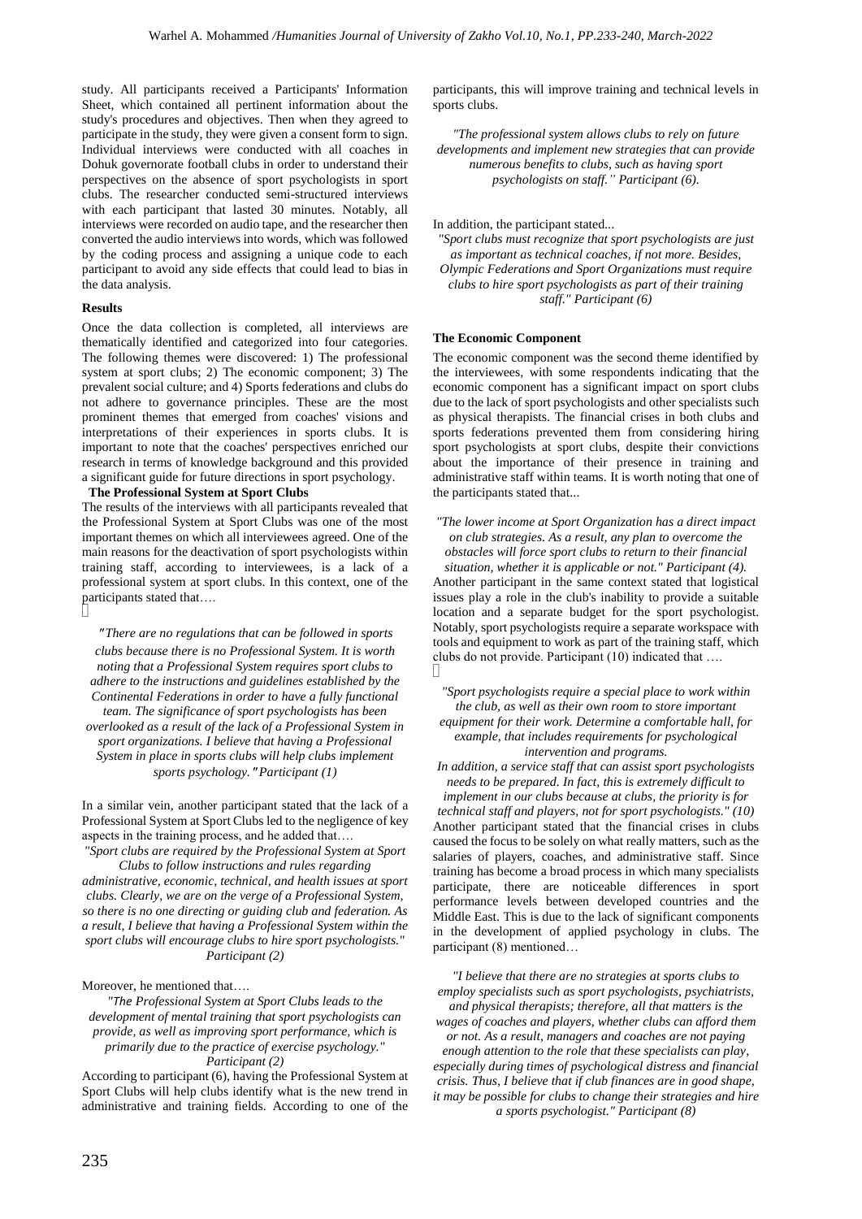study. All participants received a Participants' Information Sheet, which contained all pertinent information about the study's procedures and objectives. Then when they agreed to participate in the study, they were given a consent form to sign. Individual interviews were conducted with all coaches in Dohuk governorate football clubs in order to understand their perspectives on the absence of sport psychologists in sport clubs. The researcher conducted semi-structured interviews with each participant that lasted 30 minutes. Notably, all interviews were recorded on audio tape, and the researcher then converted the audio interviews into words, which was followed by the coding process and assigning a unique code to each participant to avoid any side effects that could lead to bias in the data analysis.

### Results

Once the data collection is completed, all interviews are thematically identified and categorized into four categories. The following themes were discovered: 1) The professional system at sport clubs; 2) The economic component; 3) The prevalent social culture; and 4) Sports federations and clubs do not adhere to governance principles. These are the most prominent themes that emerged from coaches' visions and interpretations of their experiences in sports clubs. It is important to note that the coaches' perspectives enriched our research in terms of knowledge background and this provided a significant guide for future directions in sport psychology.

#### The Professional System at Sport Clubs

The results of the interviews with all participants revealed that the Professional System at Sport Clubs was one of the most important themes on which all interviewees agreed. One of the main reasons for the deactivation of sport psychologists within training staff, according to interviewees, is a lack of a professional system at sport clubs. In this context, one of the participants stated that….

*"There are no regulations that can be followed in sports clubs because there is no Professional System. It is worth noting that a Professional System requires sport clubs to adhere to the instructions and guidelines established by the Continental Federations in order to have a fully functional team. The significance of sport psychologists has been overlooked as a result of the lack of a Professional System in sport organizations. I believe that having a Professional System in place in sports clubs will help clubs implement sports psychology." Participant (1)*

In a similar vein, another participant stated that the lack of a Professional System at Sport Clubs led to the negligence of key aspects in the training process, and he added that….

*"Sport clubs are required by the Professional System at Sport Clubs to follow instructions and rules regarding administrative, economic, technical, and health issues at sport clubs. Clearly, we are on the verge of a Professional System, so there is no one directing or guiding club and federation. As a result, I believe that having a Professional System within the sport clubs will encourage clubs to hire sport psychologists." Participant (2)*

Moreover, he mentioned that….

*"The Professional System at Sport Clubs leads to the development of mental training that sport psychologists can provide, as well as improving sport performance, which is primarily due to the practice of exercise psychology." Participant (2)*

According to participant (6), having the Professional System at Sport Clubs will help clubs identify what is the new trend in administrative and training fields. According to one of the participants, this will improve training and technical levels in sports clubs.

*"The professional system allows clubs to rely on future developments and implement new strategies that can provide numerous benefits to clubs, such as having sport psychologists on staff." Participant (6).*

In addition, the participant stated...

*"Sport clubs must recognize that sport psychologists are just as important as technical coaches, if not more. Besides, Olympic Federations and Sport Organizations must require clubs to hire sport psychologists as part of their training staff." Participant (6)*

#### The Economic Component

The economic component was the second theme identified by the interviewees, with some respondents indicating that the economic component has a significant impact on sport clubs due to the lack of sport psychologists and other specialists such as physical therapists. The financial crises in both clubs and sports federations prevented them from considering hiring sport psychologists at sport clubs, despite their convictions about the importance of their presence in training and administrative staff within teams. It is worth noting that one of the participants stated that...

*"The lower income at Sport Organization has a direct impact on club strategies. As a result, any plan to overcome the obstacles will force sport clubs to return to their financial situation, whether it is applicable or not." Participant (4).*

Another participant in the same context stated that logistical issues play a role in the club's inability to provide a suitable location and a separate budget for the sport psychologist. Notably, sport psychologists require a separate workspace with tools and equipment to work as part of the training staff, which clubs do not provide. Participant (10) indicated that ….

*"Sport psychologists require a special place to work within the club, as well as their own room to store important equipment for their work. Determine a comfortable hall, for example, that includes requirements for psychological intervention and programs.*

*In addition, a service staff that can assist sport psychologists needs to be prepared. In fact, this is extremely difficult to implement in our clubs because at clubs, the priority is for technical staff and players, not for sport psychologists." (10)*

Another participant stated that the financial crises in clubs caused the focus to be solely on what really matters, such as the salaries of players, coaches, and administrative staff. Since training has become a broad process in which many specialists participate, there are noticeable differences in sport performance levels between developed countries and the Middle East. This is due to the lack of significant components in the development of applied psychology in clubs. The participant (8) mentioned…

*"I believe that there are no strategies at sports clubs to employ specialists such as sport psychologists, psychiatrists, and physical therapists; therefore, all that matters is the wages of coaches and players, whether clubs can afford them or not. As a result, managers and coaches are not paying enough attention to the role that these specialists can play, especially during times of psychological distress and financial crisis. Thus, I believe that if club finances are in good shape, it may be possible for clubs to change their strategies and hire a sports psychologist." Participant (8)*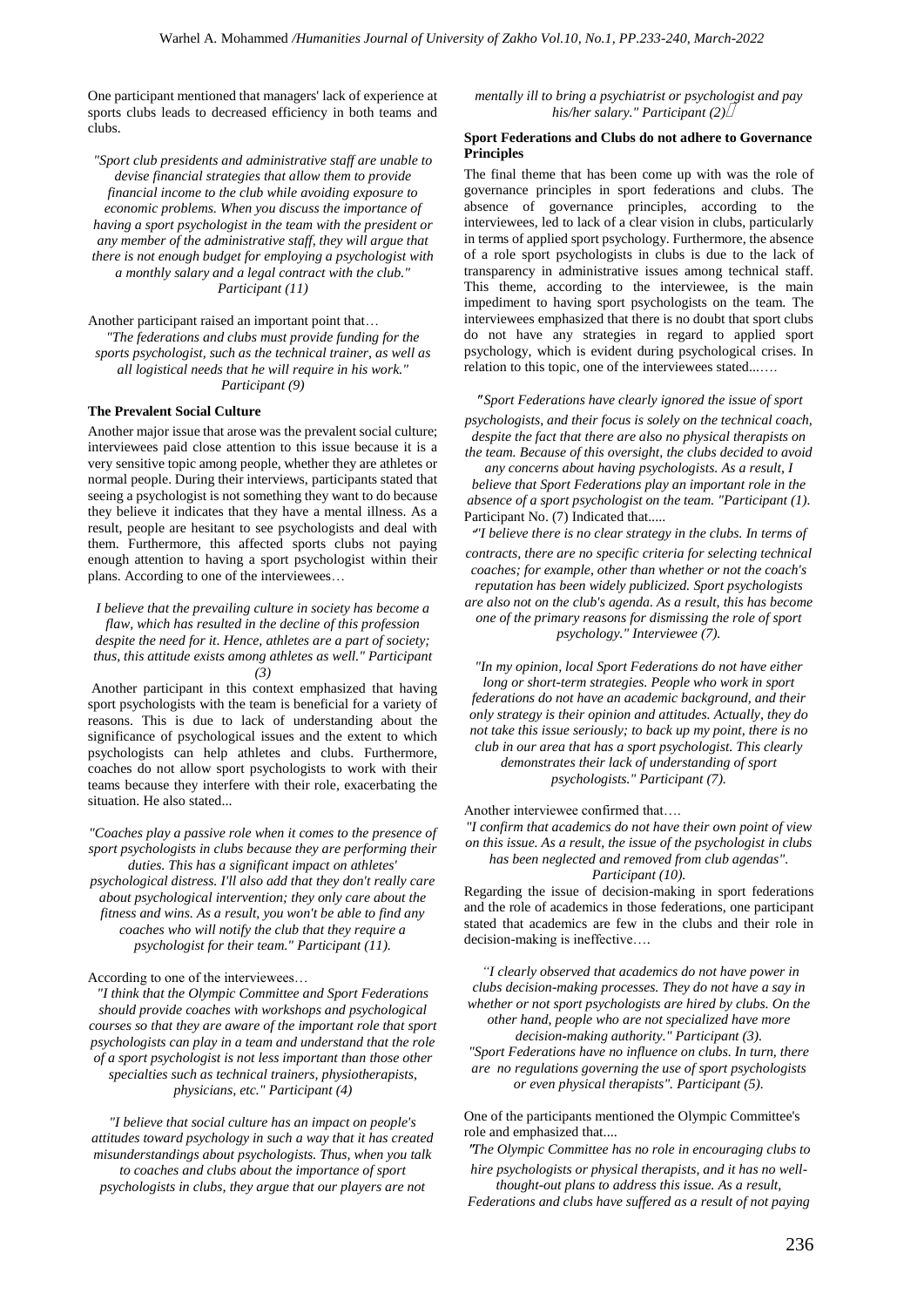One participant mentioned that managers' lack of experience at sports clubs leads to decreased efficiency in both teams and clubs.

*"Sport club presidents and administrative staff are unable to devise financial strategies that allow them to provide financial income to the club while avoiding exposure to economic problems. When you discuss the importance of having a sport psychologist in the team with the president or any member of the administrative staff, they will argue that there is not enough budget for employing a psychologist with a monthly salary and a legal contract with the club." Participant (11)*

Another participant raised an important point that…

*"The federations and clubs must provide funding for the sports psychologist, such as the technical trainer, as well as all logistical needs that he will require in his work." Participant (9)*

**The Prevalent Social Culture**

Another major issue that arose was the prevalent social culture; interviewees paid close attention to this issue because it is a very sensitive topic among people, whether they are athletes or normal people. During their interviews, participants stated that seeing a psychologist is not something they want to do because they believe it indicates that they have a mental illness. As a result, people are hesitant to see psychologists and deal with them. Furthermore, this affected sports clubs not paying enough attention to having a sport psychologist within their plans. According to one of the interviewees…

*I believe that the prevailing culture in society has become a flaw, which has resulted in the decline of this profession despite the need for it. Hence, athletes are a part of society; thus, this attitude exists among athletes as well." Participant (3)*

Another participant in this context emphasized that having sport psychologists with the team is beneficial for a variety of reasons. This is due to lack of understanding about the significance of psychological issues and the extent to which psychologists can help athletes and clubs. Furthermore, coaches do not allow sport psychologists to work with their teams because they interfere with their role, exacerbating the situation. He also stated...

*"Coaches play a passive role when it comes to the presence of sport psychologists in clubs because they are performing their duties. This has a significant impact on athletes' psychological distress. I'll also add that they don't really care about psychological intervention; they only care about the fitness and wins. As a result, you won't be able to find any coaches who will notify the club that they require a psychologist for their team." Participant (11).*

According to one of the interviewees…

*"I think that the Olympic Committee and Sport Federations should provide coaches with workshops and psychological courses so that they are aware of the important role that sport psychologists can play in a team and understand that the role of a sport psychologist is not less important than those other specialties such as technical trainers, physiotherapists, physicians, etc." Participant (4)*

*"I believe that social culture has an impact on people's attitudes toward psychology in such a way that it has created misunderstandings about psychologists. Thus, when you talk to coaches and clubs about the importance of sport psychologists in clubs, they argue that our players are not mentally ill to bring a psychiatrist or psychologist and pay his/her salary." Participant (2).*

**Sport Federations and Clubs do not adhere to Governance Principles**

The final theme that has been come up with was the role of governance principles in sport federations and clubs. The absence of governance principles, according to the interviewees, led to lack of a clear vision in clubs, particularly in terms of applied sport psychology. Furthermore, the absence of a role sport psychologists in clubs is due to the lack of transparency in administrative issues among technical staff. This theme, according to the interviewee, is the main impediment to having sport psychologists on the team. The interviewees emphasized that there is no doubt that sport clubs do not have any strategies in regard to applied sport psychology, which is evident during psychological crises. In relation to this topic, one of the interviewees stated...….

*"Sport Federations have clearly ignored the issue of sport psychologists, and their focus is solely on the technical coach, despite the fact that there are also no physical therapists on the team. Because of this oversight, the clubs decided to avoid any concerns about having psychologists. As a result, I believe that Sport Federations play an important role in the absence of a sport psychologist on the team. "Participant (1).*

Participant No. (7) Indicated that.....

*"I believe there is no clear strategy in the clubs. In terms of contracts, there are no specific criteria for selecting technical coaches; for example, other than whether or not the coach's reputation has been widely publicized. Sport psychologists are also not on the club's agenda. As a result, this has become one of the primary reasons for dismissing the role of sport psychology." Interviewee (7).*

*"In my opinion, local Sport Federations do not have either long or short-term strategies. People who work in sport federations do not have an academic background, and their only strategy is their opinion and attitudes. Actually, they do not take this issue seriously; to back up my point, there is no club in our area that has a sport psychologist. This clearly demonstrates their lack of understanding of sport psychologists." Participant (7).*

Another interviewee confirmed that….

*"I confirm that academics do not have their own point of view on this issue. As a result, the issue of the psychologist in clubs has been neglected and removed from club agendas". Participant (10).*

Regarding the issue of decision-making in sport federations and the role of academics in those federations, one participant stated that academics are few in the clubs and their role in decision-making is ineffective….

*"I clearly observed that academics do not have power in clubs decision-making processes. They do not have a say in whether or not sport psychologists are hired by clubs. On the other hand, people who are not specialized have more decision-making authority." Participant (3).*

*"Sport Federations have no influence on clubs. In turn, there are no regulations governing the use of sport psychologists or even physical therapists". Participant (5).*

One of the participants mentioned the Olympic Committee's role and emphasized that....

*"The Olympic Committee has no role in encouraging clubs to hire psychologists or physical therapists, and it has no well-thought-out plans to address this issue. As a result, Federations and clubs have suffered as a result of not paying*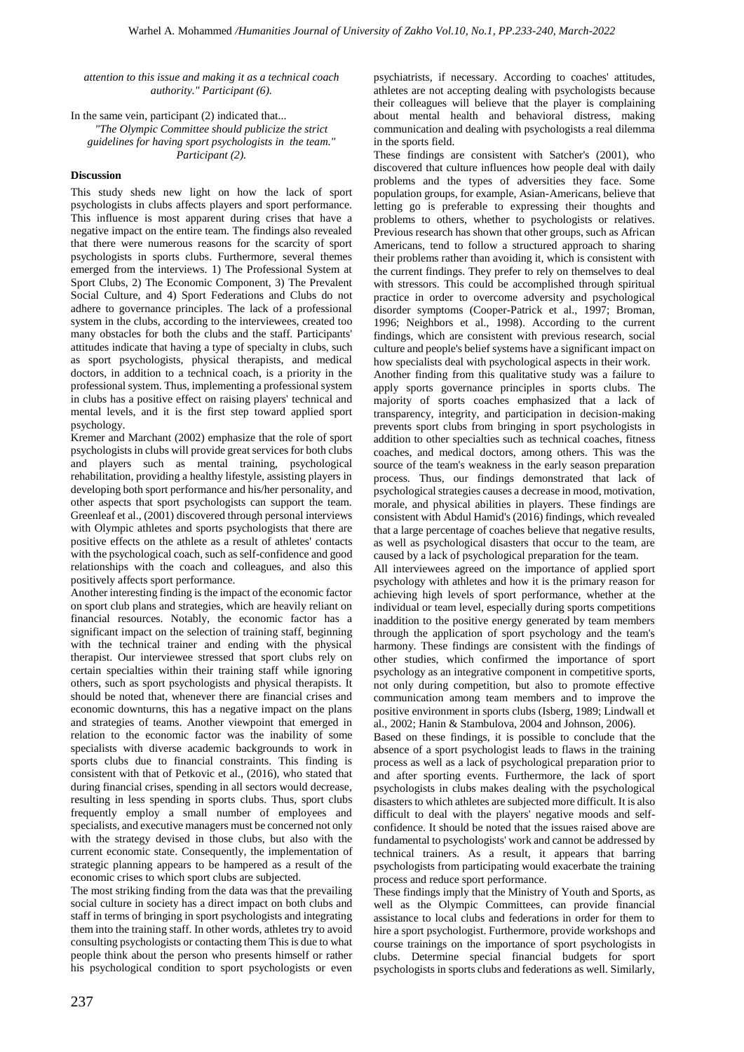*attention to this issue and making it as a technical coach authority." Participant (6).*

In the same vein, participant (2) indicated that...

*"The Olympic Committee should publicize the strict guidelines for having sport psychologists in the team." Participant (2).*

## Discussion

This study sheds new light on how the lack of sport psychologists in clubs affects players and sport performance. This influence is most apparent during crises that have a negative impact on the entire team. The findings also revealed that there were numerous reasons for the scarcity of sport psychologists in sports clubs. Furthermore, several themes emerged from the interviews. 1) The Professional System at Sport Clubs, 2) The Economic Component, 3) The Prevalent Social Culture, and 4) Sport Federations and Clubs do not adhere to governance principles. The lack of a professional system in the clubs, according to the interviewees, created too many obstacles for both the clubs and the staff. Participants' attitudes indicate that having a type of specialty in clubs, such as sport psychologists, physical therapists, and medical doctors, in addition to a technical coach, is a priority in the professional system. Thus, implementing a professional system in clubs has a positive effect on raising players' technical and mental levels, and it is the first step toward applied sport psychology.

Kremer and Marchant (2002) emphasize that the role of sport psychologists in clubs will provide great services for both clubs and players such as mental training, psychological rehabilitation, providing a healthy lifestyle, assisting players in developing both sport performance and his/her personality, and other aspects that sport psychologists can support the team. Greenleaf et al., (2001) discovered through personal interviews with Olympic athletes and sports psychologists that there are positive effects on the athlete as a result of athletes' contacts with the psychological coach, such as self-confidence and good relationships with the coach and colleagues, and also this positively affects sport performance.

Another interesting finding is the impact of the economic factor on sport club plans and strategies, which are heavily reliant on financial resources. Notably, the economic factor has a significant impact on the selection of training staff, beginning with the technical trainer and ending with the physical therapist. Our interviewee stressed that sport clubs rely on certain specialties within their training staff while ignoring others, such as sport psychologists and physical therapists. It should be noted that, whenever there are financial crises and economic downturns, this has a negative impact on the plans and strategies of teams. Another viewpoint that emerged in relation to the economic factor was the inability of some specialists with diverse academic backgrounds to work in sports clubs due to financial constraints. This finding is consistent with that of Petkovic et al., (2016), who stated that during financial crises, spending in all sectors would decrease, resulting in less spending in sports clubs. Thus, sport clubs frequently employ a small number of employees and specialists, and executive managers must be concerned not only with the strategy devised in those clubs, but also with the current economic state. Consequently, the implementation of strategic planning appears to be hampered as a result of the economic crises to which sport clubs are subjected.

The most striking finding from the data was that the prevailing social culture in society has a direct impact on both clubs and staff in terms of bringing in sport psychologists and integrating them into the training staff. In other words, athletes try to avoid consulting psychologists or contacting them This is due to what people think about the person who presents himself or rather his psychological condition to sport psychologists or even psychiatrists, if necessary. According to coaches' attitudes, athletes are not accepting dealing with psychologists because their colleagues will believe that the player is complaining about mental health and behavioral distress, making communication and dealing with psychologists a real dilemma in the sports field.

These findings are consistent with Satcher's (2001), who discovered that culture influences how people deal with daily problems and the types of adversities they face. Some population groups, for example, Asian-Americans, believe that letting go is preferable to expressing their thoughts and problems to others, whether to psychologists or relatives. Previous research has shown that other groups, such as African Americans, tend to follow a structured approach to sharing their problems rather than avoiding it, which is consistent with the current findings. They prefer to rely on themselves to deal with stressors. This could be accomplished through spiritual practice in order to overcome adversity and psychological disorder symptoms (Cooper-Patrick et al., 1997; Broman, 1996; Neighbors et al., 1998). According to the current findings, which are consistent with previous research, social culture and people's belief systems have a significant impact on how specialists deal with psychological aspects in their work.

Another finding from this qualitative study was a failure to apply sports governance principles in sports clubs. The majority of sports coaches emphasized that a lack of transparency, integrity, and participation in decision-making prevents sport clubs from bringing in sport psychologists in addition to other specialties such as technical coaches, fitness coaches, and medical doctors, among others. This was the source of the team's weakness in the early season preparation process. Thus, our findings demonstrated that lack of psychological strategies causes a decrease in mood, motivation, morale, and physical abilities in players. These findings are consistent with Abdul Hamid's (2016) findings, which revealed that a large percentage of coaches believe that negative results, as well as psychological disasters that occur to the team, are caused by a lack of psychological preparation for the team.

All interviewees agreed on the importance of applied sport psychology with athletes and how it is the primary reason for achieving high levels of sport performance, whether at the individual or team level, especially during sports competitions inaddition to the positive energy generated by team members through the application of sport psychology and the team's harmony. These findings are consistent with the findings of other studies, which confirmed the importance of sport psychology as an integrative component in competitive sports, not only during competition, but also to promote effective communication among team members and to improve the positive environment in sports clubs (Isberg, 1989; Lindwall et al., 2002; Hanin & Stambulova, 2004 and Johnson, 2006).

Based on these findings, it is possible to conclude that the absence of a sport psychologist leads to flaws in the training process as well as a lack of psychological preparation prior to and after sporting events. Furthermore, the lack of sport psychologists in clubs makes dealing with the psychological disasters to which athletes are subjected more difficult. It is also difficult to deal with the players' negative moods and self-confidence. It should be noted that the issues raised above are fundamental to psychologists' work and cannot be addressed by technical trainers. As a result, it appears that barring psychologists from participating would exacerbate the training process and reduce sport performance.

These findings imply that the Ministry of Youth and Sports, as well as the Olympic Committees, can provide financial assistance to local clubs and federations in order for them to hire a sport psychologist. Furthermore, provide workshops and course trainings on the importance of sport psychologists in clubs. Determine special financial budgets for sport psychologists in sports clubs and federations as well. Similarly,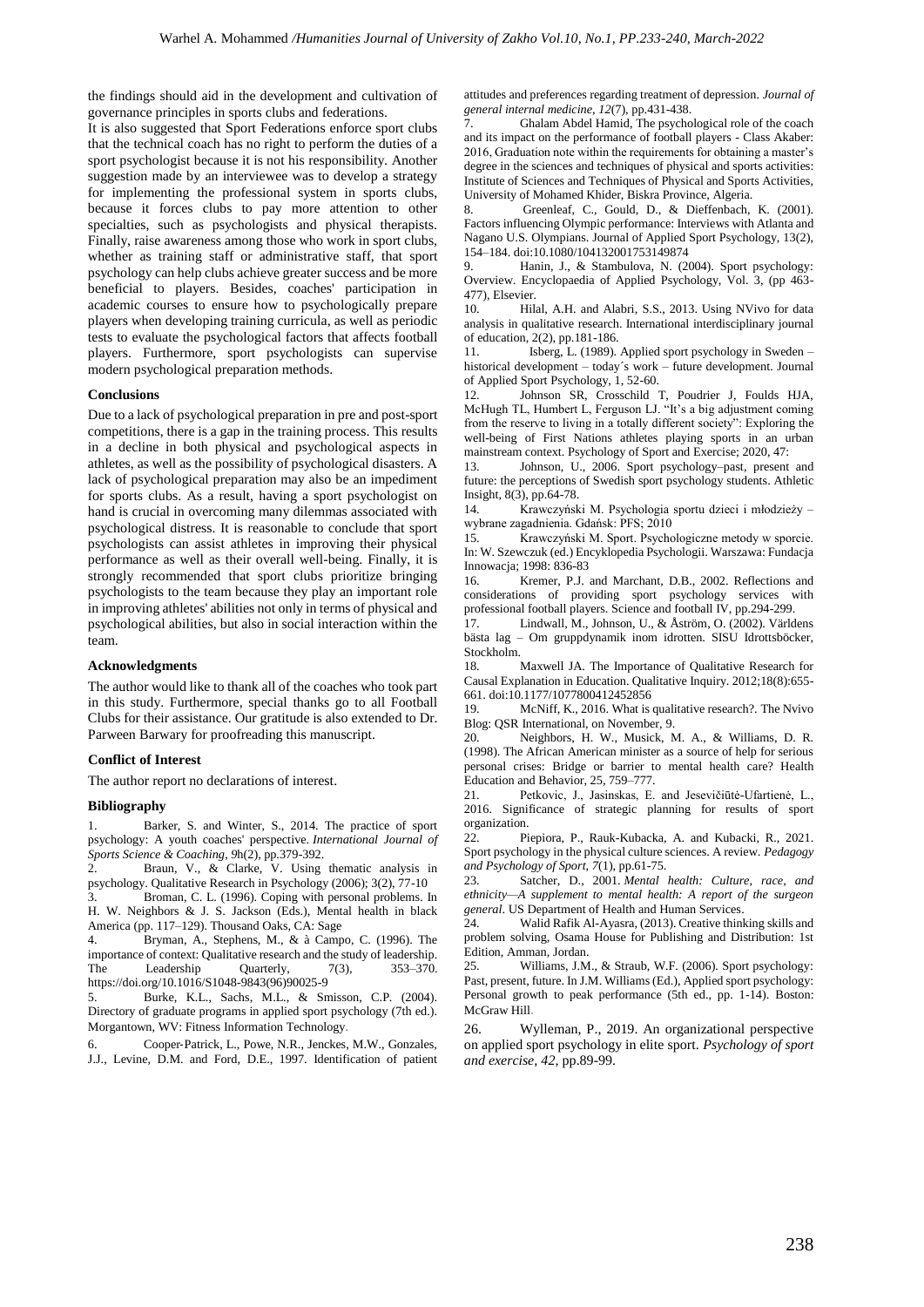the findings should aid in the development and cultivation of governance principles in sports clubs and federations.

It is also suggested that Sport Federations enforce sport clubs that the technical coach has no right to perform the duties of a sport psychologist because it is not his responsibility. Another suggestion made by an interviewee was to develop a strategy for implementing the professional system in sports clubs, because it forces clubs to pay more attention to other specialties, such as psychologists and physical therapists. Finally, raise awareness among those who work in sport clubs, whether as training staff or administrative staff, that sport psychology can help clubs achieve greater success and be more beneficial to players. Besides, coaches' participation in academic courses to ensure how to psychologically prepare players when developing training curricula, as well as periodic tests to evaluate the psychological factors that affects football players. Furthermore, sport psychologists can supervise modern psychological preparation methods.

### Conclusions

Due to a lack of psychological preparation in pre and post-sport competitions, there is a gap in the training process. This results in a decline in both physical and psychological aspects in athletes, as well as the possibility of psychological disasters. A lack of psychological preparation may also be an impediment for sports clubs. As a result, having a sport psychologist on hand is crucial in overcoming many dilemmas associated with psychological distress. It is reasonable to conclude that sport psychologists can assist athletes in improving their physical performance as well as their overall well-being. Finally, it is strongly recommended that sport clubs prioritize bringing psychologists to the team because they play an important role in improving athletes' abilities not only in terms of physical and psychological abilities, but also in social interaction within the team.

### Acknowledgments

The author would like to thank all of the coaches who took part in this study. Furthermore, special thanks go to all Football Clubs for their assistance. Our gratitude is also extended to Dr. Parween Barwary for proofreading this manuscript.

### Conflict of Interest

The author report no declarations of interest.

### Bibliography

1. Barker, S. and Winter, S., 2014. The practice of sport psychology: A youth coaches' perspective. *International Journal of Sports Science & Coaching*, *9*h(2), pp.379-392.
2. Braun, V., & Clarke, V. Using thematic analysis in psychology. Qualitative Research in Psychology (2006); 3(2), 77-10
3. Broman, C. L. (1996). Coping with personal problems. In H. W. Neighbors & J. S. Jackson (Eds.), Mental health in black America (pp. 117–129). Thousand Oaks, CA: Sage
4. Bryman, A., Stephens, M., & à Campo, C. (1996). The importance of context: Qualitative research and the study of leadership. The Leadership Quarterly, 7(3), 353–370. https://doi.org/10.1016/S1048-9843(96)90025-9
5. Burke, K.L., Sachs, M.L., & Smisson, C.P. (2004). Directory of graduate programs in applied sport psychology (7th ed.). Morgantown, WV: Fitness Information Technology.
6. Cooper‐Patrick, L., Powe, N.R., Jenckes, M.W., Gonzales, J.J., Levine, D.M. and Ford, D.E., 1997. Identification of patient attitudes and preferences regarding treatment of depression. *Journal of general internal medicine*, *12*(7), pp.431-438.
7. Ghalam Abdel Hamid, The psychological role of the coach and its impact on the performance of football players - Class Akaber: 2016, Graduation note within the requirements for obtaining a master's degree in the sciences and techniques of physical and sports activities: Institute of Sciences and Techniques of Physical and Sports Activities, University of Mohamed Khider, Biskra Province, Algeria.
8. Greenleaf, C., Gould, D., & Dieffenbach, K. (2001). Factors influencing Olympic performance: Interviews with Atlanta and Nagano U.S. Olympians. Journal of Applied Sport Psychology, 13(2), 154–184. doi:10.1080/104132001753149874
9. Hanin, J., & Stambulova, N. (2004). Sport psychology: Overview. Encyclopaedia of Applied Psychology, Vol. 3, (pp 463-477), Elsevier.
10. Hilal, A.H. and Alabri, S.S., 2013. Using NVivo for data analysis in qualitative research. International interdisciplinary journal of education, 2(2), pp.181-186.
11. Isberg, L. (1989). Applied sport psychology in Sweden – historical development – today´s work – future development. Journal of Applied Sport Psychology, 1, 52-60.
12. Johnson SR, Crosschild T, Poudrier J, Foulds HJA, McHugh TL, Humbert L, Ferguson LJ. "It's a big adjustment coming from the reserve to living in a totally different society": Exploring the well-being of First Nations athletes playing sports in an urban mainstream context. Psychology of Sport and Exercise; 2020, 47:
13. Johnson, U., 2006. Sport psychology–past, present and future: the perceptions of Swedish sport psychology students. Athletic Insight, 8(3), pp.64-78.
14. Krawczyński M. Psychologia sportu dzieci i młodzieży – wybrane zagadnienia. Gdańsk: PFS; 2010
15. Krawczyński M. Sport. Psychologiczne metody w sporcie. In: W. Szewczuk (ed.) Encyklopedia Psychologii. Warszawa: Fundacja Innowacja; 1998: 836-83
16. Kremer, P.J. and Marchant, D.B., 2002. Reflections and considerations of providing sport psychology services with professional football players. Science and football IV, pp.294-299.
17. Lindwall, M., Johnson, U., & Åström, O. (2002). Världens bästa lag – Om gruppdynamik inom idrotten. SISU Idrottsböcker, Stockholm.
18. Maxwell JA. The Importance of Qualitative Research for Causal Explanation in Education. Qualitative Inquiry. 2012;18(8):655-661. doi:10.1177/1077800412452856
19. McNiff, K., 2016. What is qualitative research?. The Nvivo Blog: QSR International, on November, 9.
20. Neighbors, H. W., Musick, M. A., & Williams, D. R. (1998). The African American minister as a source of help for serious personal crises: Bridge or barrier to mental health care? Health Education and Behavior, 25, 759–777.
21. Petkovic, J., Jasinskas, E. and Jesevičiūtė-Ufartienė, L., 2016. Significance of strategic planning for results of sport organization.
22. Piepiora, P., Rauk-Kubacka, A. and Kubacki, R., 2021. Sport psychology in the physical culture sciences. A review. *Pedagogy and Psychology of Sport*, *7*(1), pp.61-75.
23. Satcher, D., 2001. *Mental health: Culture, race, and ethnicity—A supplement to mental health: A report of the surgeon general*. US Department of Health and Human Services.
24. Walid Rafik Al-Ayasra, (2013). Creative thinking skills and problem solving, Osama House for Publishing and Distribution: 1st Edition, Amman, Jordan.
25. Williams, J.M., & Straub, W.F. (2006). Sport psychology: Past, present, future. In J.M. Williams (Ed.), Applied sport psychology: Personal growth to peak performance (5th ed., pp. 1-14). Boston: McGraw Hill.
26. Wylleman, P., 2019. An organizational perspective on applied sport psychology in elite sport. *Psychology of sport and exercise*, *42*, pp.89-99.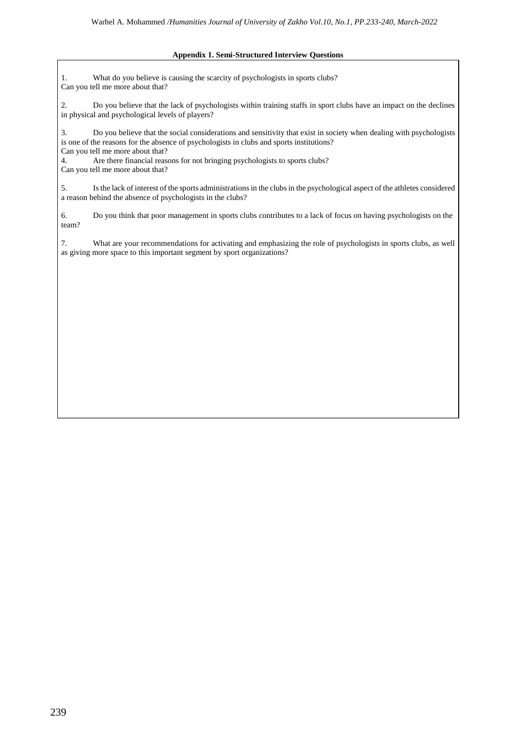**Appendix 1. Semi-Structured Interview Questions**

1. What do you believe is causing the scarcity of psychologists in sports clubs?
Can you tell me more about that?

2. Do you believe that the lack of psychologists within training staffs in sport clubs have an impact on the declines in physical and psychological levels of players?

3. Do you believe that the social considerations and sensitivity that exist in society when dealing with psychologists is one of the reasons for the absence of psychologists in clubs and sports institutions?
Can you tell me more about that?

4. Are there financial reasons for not bringing psychologists to sports clubs?
Can you tell me more about that?

5. Is the lack of interest of the sports administrations in the clubs in the psychological aspect of the athletes considered a reason behind the absence of psychologists in the clubs?

6. Do you think that poor management in sports clubs contributes to a lack of focus on having psychologists on the team?

7. What are your recommendations for activating and emphasizing the role of psychologists in sports clubs, as well as giving more space to this important segment by sport organizations?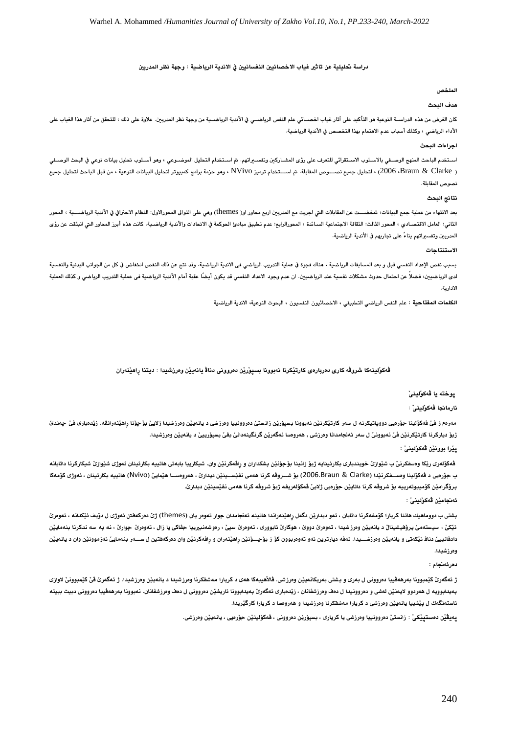**دراسة تحليلية عن تاثير غياب الاخصائيين النفسانيين في الاندية الرياضية : وجهة نظر المدربين**

**الملخص**

**هدف البحث**

كان الغرض من هذه الدراسة النوعية هو التأكيد على آثار غياب اخصائي علم النفس الرياضي في الأندية الرياضية من وجهة نظر المدربين. علاوة على ذلك ، للتحقق من آثار هذا الغياب على الأداء الرياضي ، وكذلك أسباب عدم الاهتمام بهذا التخصص في الأندية الرياضية.

**اجراءات البحث**

استخدم الباحث المنهج الوصفي بالاسلوب الاستقرائي للتعرف على رؤى المشاركين وتفسيراتهم. تم استخدام التحليل الموضوعي ، وهو أسلوب تحليل بيانات نوعي في البحث الوصفي ( Braun & Clarke، 2006) ، لتحليل جميع نصوص المقابلة. تم استخدام ترميز NVivo ، وهو حزمة برامج كمبيوتر لتحليل البيانات النوعية ، من قبل الباحث لتحليل جميع نصوص المقابلة.

**نتائج البحث**

بعد الانتهاء من عملية جمع البيانات، تمخضت عن المقابلات التي اجريت مع المدربين اربع محاور او( themes) وهي على التوالي المحورالاول: النظام الاحترافي في الأندية الرياضية ، المحور الثاني: العامل الاقتصادي ، المحور الثالث: الثقافة الاجتماعية السائدة ، المحورالرابع: عدم تطبيق مبادئ الحوكمة في الاتحادات والأندية الرياضية. كانت هذه أبرز المحاور التي انبثقت عن رؤى المدربين وتفسيراتهم بناءً على تجاربهم في الأندية الرياضية.

**الاستنتاجات**

بسبب نقص الإعداد النفسي قبل و بعد المسابقات الرياضية ، هناك فجوة في عملية التدريب الرياضي في الاندية الرياضية. وقد نتج عن ذلك النقص انخفاض في كل من الجوانب البدنية والنفسية لدى الرياضيين، فضلاً عن احتمال حدوث مشكلات نفسية عند الرياضيين. ان عدم وجود الاعداد النفسي قد يكون أيضًا عقبة أمام الأندية الرياضية في عملية التدريب الرياضي و كذلك العملية الادارية.

**الكلمات المفتاحية** : علم النفس الرياضي التطبيقي ، الاخصائيون النفسيون ، البحوث النوعية، الاندية الرياضية

**ڤەکۆلینەکا شروڤە کاری دەربارەی کارتێکرنا نەبوونا بسپۆرێن دەروونی دناڤ یانەیێن وەرزشیدا : دیتنا ڕاهێنەران**

**پوختە یا ڤەکۆلینێ**

**ئارمانجا ڤەکۆلینێ :**

مەرەم ژ ڤێ ڤەکۆلینا جۆرەیی دووپاتیکرنە ل سەر کارتێکرنێن نەبوونا بسپۆرێن زانستێ دەروونییا وەرزشی د یانەیێن وەرزشیدا ژلایێ بۆچۆنا ڕاهێنەرانڤە. زێدەباری ڤێ چەندێ ژبۆ دیارکرنا کارتێکرنێن ڤێ نەبوونێ ل سەر ئەنجامدانا وەرزشی , هەروەسا ئەگەرێن گرنگینەدانێ بڤێ بسپۆرییێ د یانەیێن وەرزشیدا.

**ڕێرا بوونێن ڤەکۆلینێ :**

ڤەکۆلەری رێکا وەسفکرنێ ب شێوازێ خویندیاری بکارئینایە ژبۆ زانینا بۆچۆنێن پشکداران و ڕاڤەکرنێن وان. شیکارییا بابەتی هاتییە بکارئینان ئەوژی شێوازێ شیکارکرنا داتایانە ب جۆرەیی د ڤەکۆلینا وەسفکرنێدا (2006.Braun & Clarke) بۆ شروڤە کرنا هەمی نڤێسینێن دیدارێ ، هەروەسا هێمایێ (Nvivo) هاتییە بکارئینان ، ئەوژی کۆمەکا پرۆگرامێن کۆمپیوتەرییە بۆ شروڤە کرنا داتایێن جۆرەیی ژلایێ ڤەکۆلەریڤە ژبۆ شروڤە کرنا هەمی نڤێسینێن دیدارێ.

**ئەنجامێن ڤەکۆلینێ :**

پشتی ب دووماهیک هاتنا کریارا کۆمڤەکرنا داتایان ، ئەو دیدارێن دگەل ڕاهێنەراندا هاتینە ئەنجامدان چوار تەوەر یان (themes) ژێ دەرکەفتن ئەوژی ل دویف ئێکدانە ، تەوەرێ ئێکێ : سیستەمێ پرۆفیشینالێ د یانەیێن وەرزشیدا ، تەوەرێ دووێ : هوکارێ ئابووری ، تەوەرێ سیێ : رەوشەنبیرییا جڤاکی یا زال ، تەوەرێ چوارێ : نە پە سە ندکرنا بنەمایێن دادڤانییێ دناڤ ئێکەتی و یانەیێن وەرزشیدا. ئەڤە دیارترین ئەو تەوەربوون کو ژ بۆچۆنێن ڕاهێنەران و ڕاڤەکرنێن وان دەرکەفتین ل سەر بنەمایێ ئەزموونێن وان د یانەیێن وەرزشیدا.

**دەرئەنجام :**

ژ ئەگەرێ کێمبوونا بەرهەڤییا دەروونی ل بەری و پشتی بەریکانەیێن وەرزشی. ڤالاهییەکا هەی د کریارا مەشقکرنا وەرزشیدا د یانەیێن وەرزشیدا. ژ ئەگەرێ ڤێ کێمبوونێ لاوازی پەیدابوویە ل هەردوو لایەنێن لەشی و دەروونیدا ل دەف وەرزشڤانان ، زێدەباری ئەگەرێ پەیدابوونا ئاریشێن دەروونی ل دەف وەرزشڤانان. نەبوونا بەرهەڤییا دەروونی دبیت ببیتە ئاستەنگەک ل پێشییا یانەیێن وەرزشی د کریارا مەشقکرنا وەرزشیدا و هەروەسا د کریارا کارگێریدا.

**پەیڤێن دەستپێکێ :** زانستێ دەروونییا وەرزشی یا کریاری ، بسپۆرێن دەروونی ، ڤەکۆلینێن جۆرەیی ، یانەیێن وەرزشی.